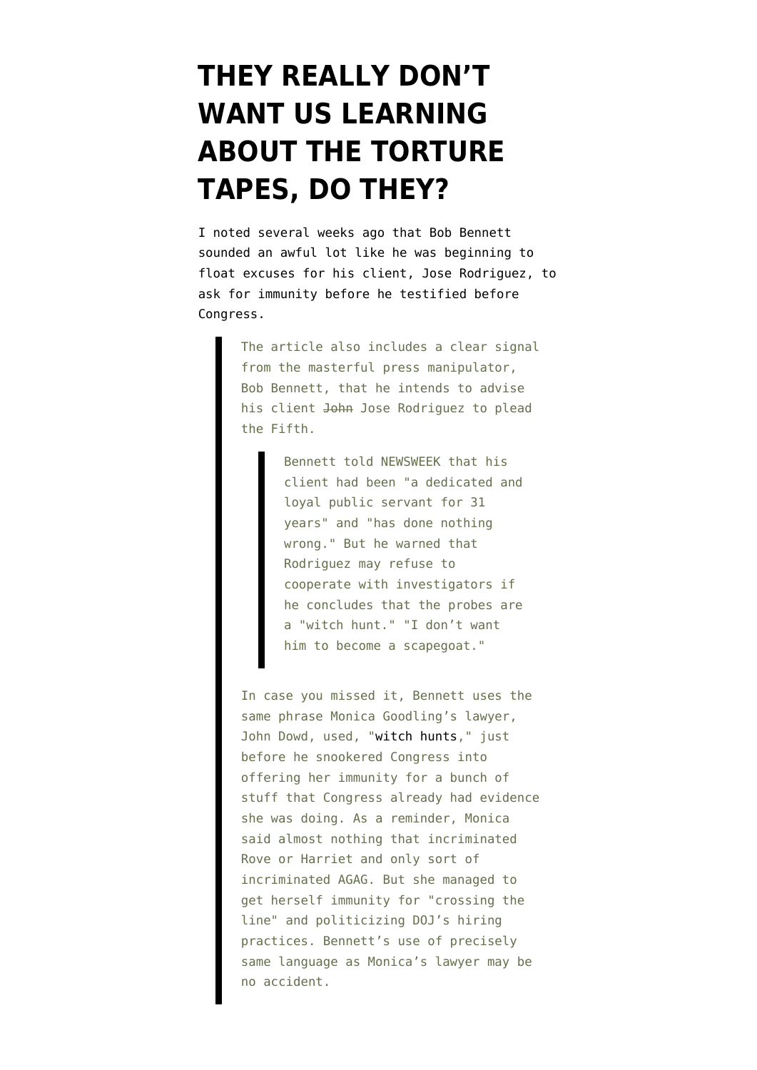# THEY REALLY DON'T WANT US LEARNING ABOUT THE TORTURE TAPES, DO THEY?

I noted several weeks ago that Bob Bennett sounded an awful lot like he was beginning to float excuses for his client, Jose Rodriguez, to ask for immunity before he testified before Congress.

> The article also includes a clear signal from the masterful press manipulator, Bob Bennett, that he intends to advise his client ~~John~~ Jose Rodriguez to plead the Fifth.
>
> > Bennett told NEWSWEEK that his client had been "a dedicated and loyal public servant for 31 years" and "has done nothing wrong." But he warned that Rodriguez may refuse to cooperate with investigators if he concludes that the probes are a "witch hunt." "I don't want him to become a scapegoat."
>
> In case you missed it, Bennett uses the same phrase Monica Goodling's lawyer, John Dowd, used, "witch hunts," just before he snookered Congress into offering her immunity for a bunch of stuff that Congress already had evidence she was doing. As a reminder, Monica said almost nothing that incriminated Rove or Harriet and only sort of incriminated AGAG. But she managed to get herself immunity for "crossing the line" and politicizing DOJ's hiring practices. Bennett's use of precisely same language as Monica's lawyer may be no accident.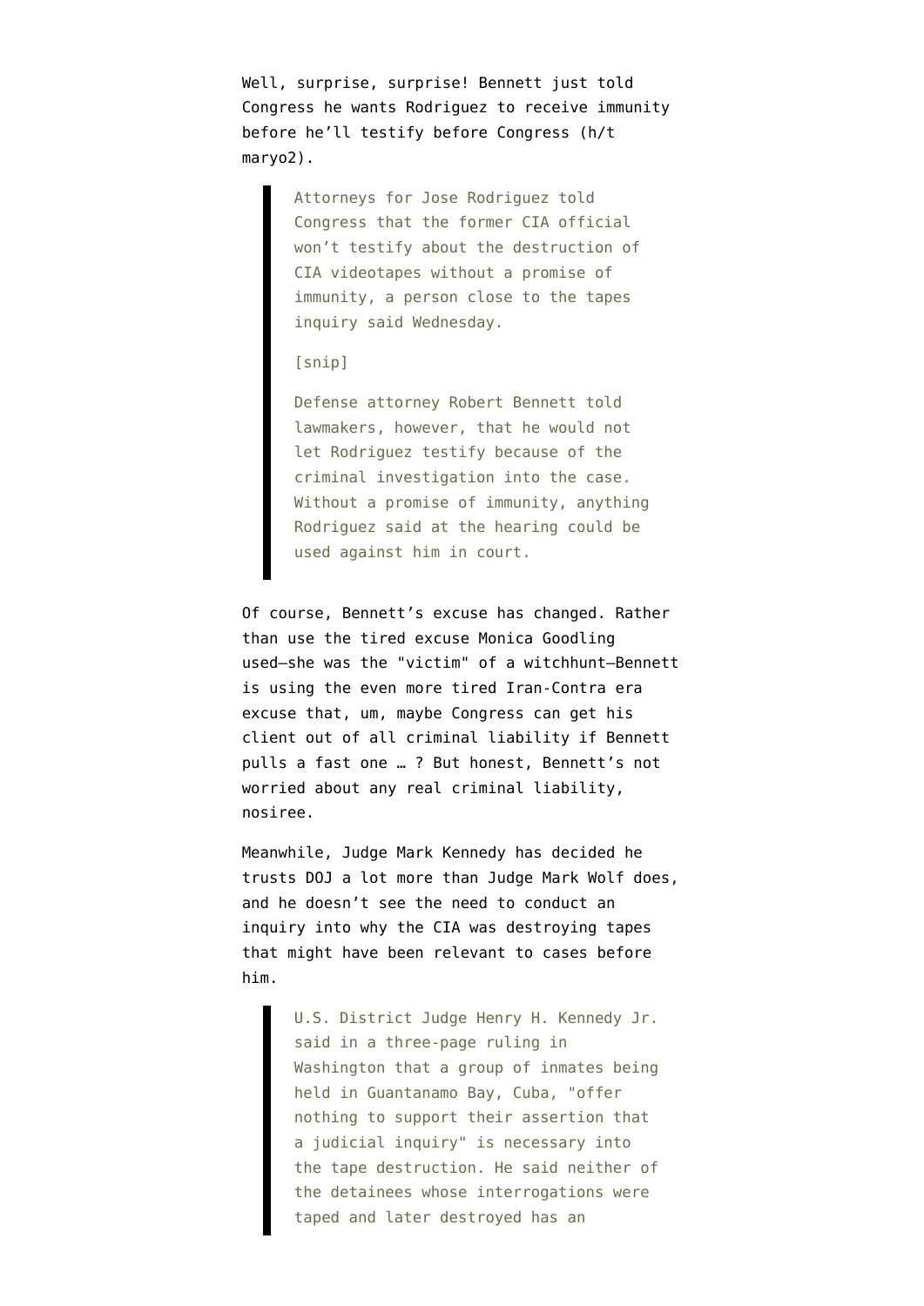Well, surprise, surprise! Bennett just told Congress he wants Rodriguez to receive immunity before he'll testify before Congress (h/t maryo2).

> Attorneys for Jose Rodriguez told Congress that the former CIA official won't testify about the destruction of CIA videotapes without a promise of immunity, a person close to the tapes inquiry said Wednesday.
>
> [snip]
>
> Defense attorney Robert Bennett told lawmakers, however, that he would not let Rodriguez testify because of the criminal investigation into the case. Without a promise of immunity, anything Rodriguez said at the hearing could be used against him in court.

Of course, Bennett's excuse has changed. Rather than use the tired excuse Monica Goodling used—she was the "victim" of a witchhunt—Bennett is using the even more tired Iran-Contra era excuse that, um, maybe Congress can get his client out of all criminal liability if Bennett pulls a fast one … ? But honest, Bennett's not worried about any real criminal liability, nosiree.

Meanwhile, Judge Mark Kennedy has decided he trusts DOJ a lot more than Judge Mark Wolf does, and he doesn't see the need to conduct an inquiry into why the CIA was destroying tapes that might have been relevant to cases before him.

> U.S. District Judge Henry H. Kennedy Jr. said in a three-page ruling in Washington that a group of inmates being held in Guantanamo Bay, Cuba, "offer nothing to support their assertion that a judicial inquiry" is necessary into the tape destruction. He said neither of the detainees whose interrogations were taped and later destroyed has an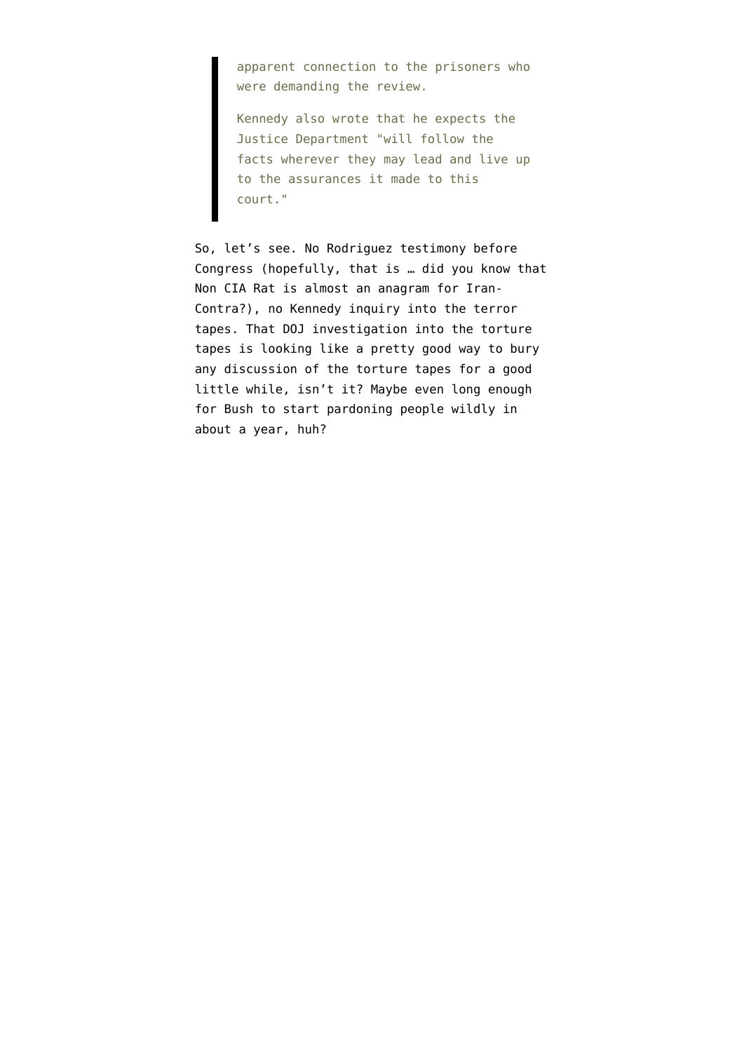> apparent connection to the prisoners who were demanding the review.
>
> Kennedy also wrote that he expects the Justice Department "will follow the facts wherever they may lead and live up to the assurances it made to this court."

So, let's see. No Rodriguez testimony before Congress (hopefully, that is … did you know that Non CIA Rat is almost an anagram for Iran-Contra?), no Kennedy inquiry into the terror tapes. That DOJ investigation into the torture tapes is looking like a pretty good way to bury any discussion of the torture tapes for a good little while, isn't it? Maybe even long enough for Bush to start pardoning people wildly in about a year, huh?